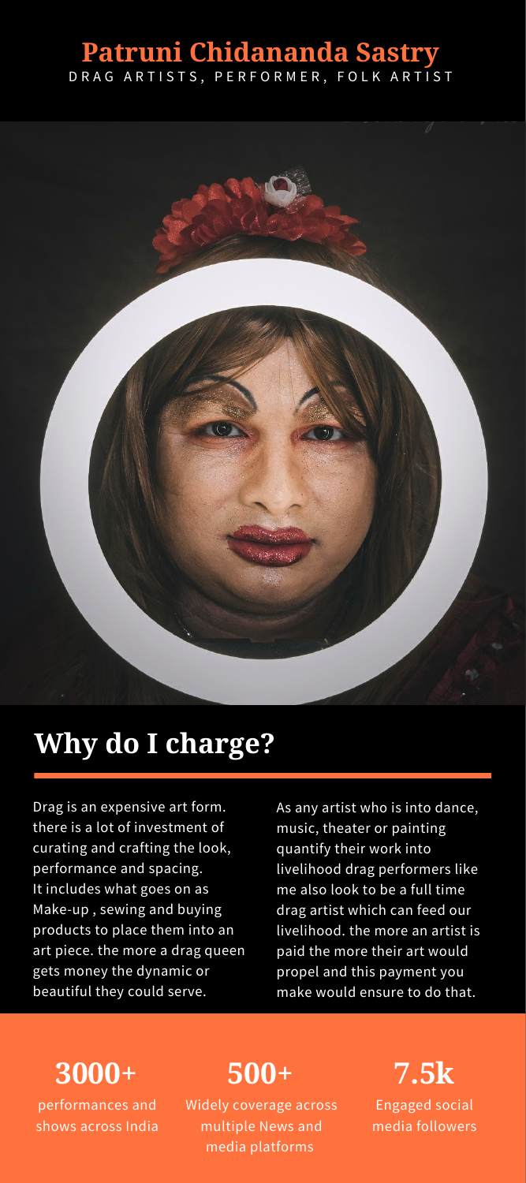# Patruni Chidananda Sastry

DRAG ARTISTS, PERFORMER, FOLK ARTIST

## Why do I charge?

Drag is an expensive art form. there is a lot of investment of curating and crafting the look, performance and spacing. It includes what goes on as Make-up , sewing and buying products to place them into an art piece. the more a drag queen gets money the dynamic or beautiful they could serve.

As any artist who is into dance, music, theater or painting quantify their work into livelihood drag performers like me also look to be a full time drag artist which can feed our livelihood. the more an artist is paid the more their art would propel and this payment you make would ensure to do that.

**3000+**
performances and shows across India

**500+**
Widely coverage across multiple News and media platforms

**7.5k**
Engaged social media followers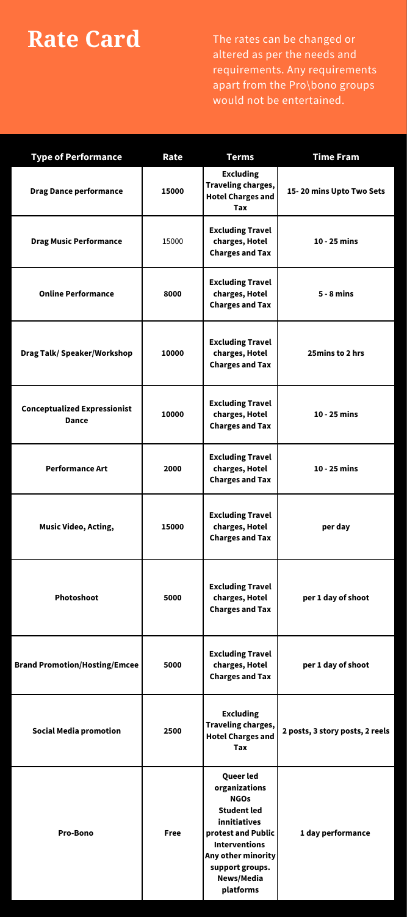# Rate Card

The rates can be changed or altered as per the needs and requirements. Any requirements apart from the Pro\bono groups would not be entertained.

| Type of Performance | Rate | Terms | Time Fram |
|---|---|---|---|
| **Drag Dance performance** | **15000** | **Excluding Traveling charges, Hotel Charges and Tax** | **15- 20 mins Upto Two Sets** |
| **Drag Music Performance** | 15000 | **Excluding Travel charges, Hotel Charges and Tax** | **10 - 25 mins** |
| **Online Performance** | **8000** | **Excluding Travel charges, Hotel Charges and Tax** | **5 - 8 mins** |
| **Drag Talk/ Speaker/Workshop** | **10000** | **Excluding Travel charges, Hotel Charges and Tax** | **25mins to 2 hrs** |
| **Conceptualized Expressionist Dance** | **10000** | **Excluding Travel charges, Hotel Charges and Tax** | **10 - 25 mins** |
| **Performance Art** | **2000** | **Excluding Travel charges, Hotel Charges and Tax** | **10 - 25 mins** |
| **Music Video, Acting,** | **15000** | **Excluding Travel charges, Hotel Charges and Tax** | **per day** |
| **Photoshoot** | **5000** | **Excluding Travel charges, Hotel Charges and Tax** | **per 1 day of shoot** |
| **Brand Promotion/Hosting/Emcee** | **5000** | **Excluding Travel charges, Hotel Charges and Tax** | **per 1 day of shoot** |
| **Social Media promotion** | **2500** | **Excluding Traveling charges, Hotel Charges and Tax** | **2 posts, 3 story posts, 2 reels** |
| **Pro-Bono** | **Free** | **Queer led organizations NGOs Student led innitiatives protest and Public Interventions Any other minority support groups. News/Media platforms** | **1 day performance** |